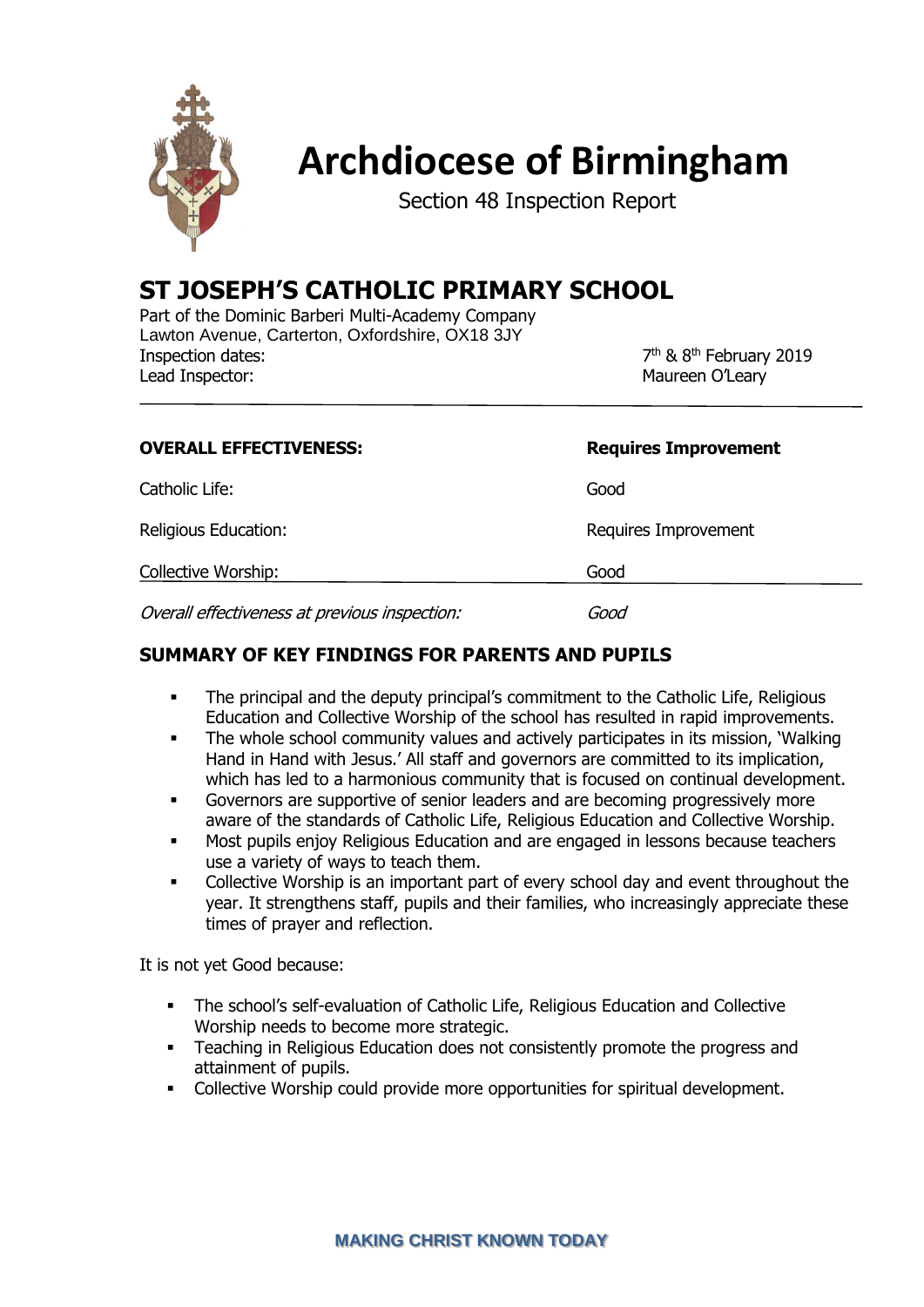# Archdiocese of Birmingham

Section 48 Inspection Report

## ST JOSEPH'S CATHOLIC PRIMARY SCHOOL

Part of the Dominic Barberi Multi-Academy Company
Lawton Avenue, Carterton, Oxfordshire, OX18 3JY

| | |
|---|---|
| Inspection dates: | 7th & 8th February 2019 |
| Lead Inspector: | Maureen O'Leary |

| | |
|---|---|
| **OVERALL EFFECTIVENESS:** | **Requires Improvement** |
| Catholic Life: | Good |
| Religious Education: | Requires Improvement |
| Collective Worship: | Good |
| *Overall effectiveness at previous inspection:* | *Good* |

## SUMMARY OF KEY FINDINGS FOR PARENTS AND PUPILS

- The principal and the deputy principal's commitment to the Catholic Life, Religious Education and Collective Worship of the school has resulted in rapid improvements.
- The whole school community values and actively participates in its mission, 'Walking Hand in Hand with Jesus.' All staff and governors are committed to its implication, which has led to a harmonious community that is focused on continual development.
- Governors are supportive of senior leaders and are becoming progressively more aware of the standards of Catholic Life, Religious Education and Collective Worship.
- Most pupils enjoy Religious Education and are engaged in lessons because teachers use a variety of ways to teach them.
- Collective Worship is an important part of every school day and event throughout the year. It strengthens staff, pupils and their families, who increasingly appreciate these times of prayer and reflection.

It is not yet Good because:

- The school's self-evaluation of Catholic Life, Religious Education and Collective Worship needs to become more strategic.
- Teaching in Religious Education does not consistently promote the progress and attainment of pupils.
- Collective Worship could provide more opportunities for spiritual development.

**MAKING CHRIST KNOWN TODAY**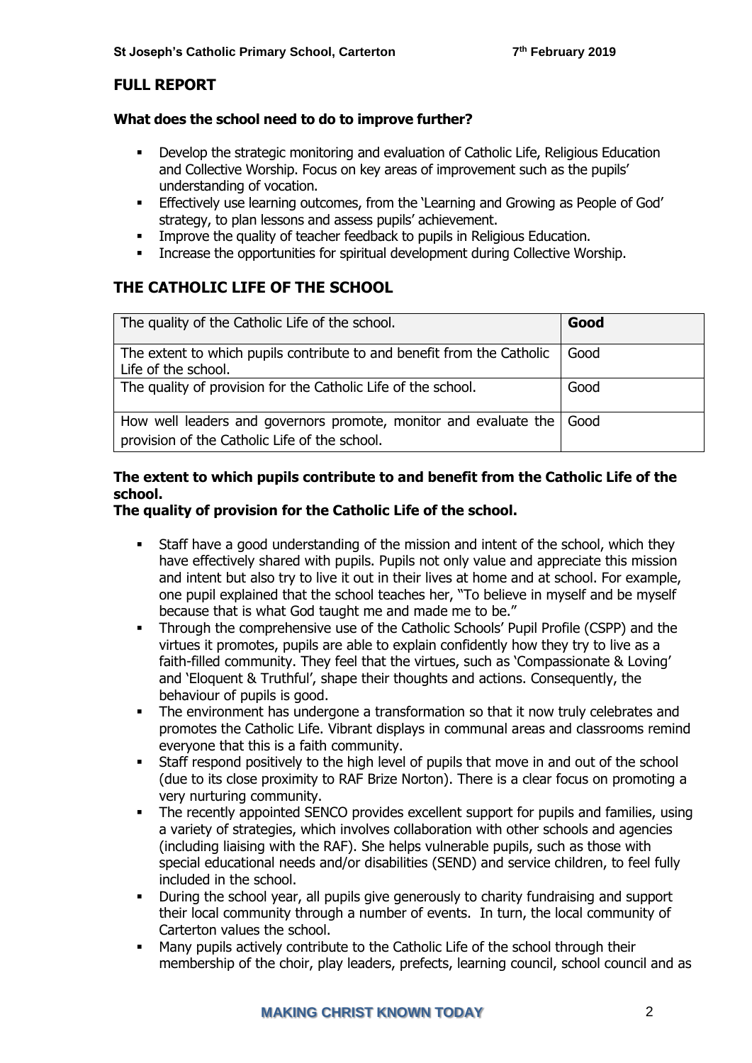## FULL REPORT

### What does the school need to do to improve further?

- Develop the strategic monitoring and evaluation of Catholic Life, Religious Education and Collective Worship. Focus on key areas of improvement such as the pupils' understanding of vocation.
- Effectively use learning outcomes, from the 'Learning and Growing as People of God' strategy, to plan lessons and assess pupils' achievement.
- Improve the quality of teacher feedback to pupils in Religious Education.
- Increase the opportunities for spiritual development during Collective Worship.

## THE CATHOLIC LIFE OF THE SCHOOL

| The quality of the Catholic Life of the school. | **Good** |
|---|---|
| The extent to which pupils contribute to and benefit from the Catholic Life of the school. | Good |
| The quality of provision for the Catholic Life of the school. | Good |
| How well leaders and governors promote, monitor and evaluate the provision of the Catholic Life of the school. | Good |

**The extent to which pupils contribute to and benefit from the Catholic Life of the school.**
**The quality of provision for the Catholic Life of the school.**

- Staff have a good understanding of the mission and intent of the school, which they have effectively shared with pupils. Pupils not only value and appreciate this mission and intent but also try to live it out in their lives at home and at school. For example, one pupil explained that the school teaches her, "To believe in myself and be myself because that is what God taught me and made me to be."
- Through the comprehensive use of the Catholic Schools' Pupil Profile (CSPP) and the virtues it promotes, pupils are able to explain confidently how they try to live as a faith-filled community. They feel that the virtues, such as 'Compassionate & Loving' and 'Eloquent & Truthful', shape their thoughts and actions. Consequently, the behaviour of pupils is good.
- The environment has undergone a transformation so that it now truly celebrates and promotes the Catholic Life. Vibrant displays in communal areas and classrooms remind everyone that this is a faith community.
- Staff respond positively to the high level of pupils that move in and out of the school (due to its close proximity to RAF Brize Norton). There is a clear focus on promoting a very nurturing community.
- The recently appointed SENCO provides excellent support for pupils and families, using a variety of strategies, which involves collaboration with other schools and agencies (including liaising with the RAF). She helps vulnerable pupils, such as those with special educational needs and/or disabilities (SEND) and service children, to feel fully included in the school.
- During the school year, all pupils give generously to charity fundraising and support their local community through a number of events. In turn, the local community of Carterton values the school.
- Many pupils actively contribute to the Catholic Life of the school through their membership of the choir, play leaders, prefects, learning council, school council and as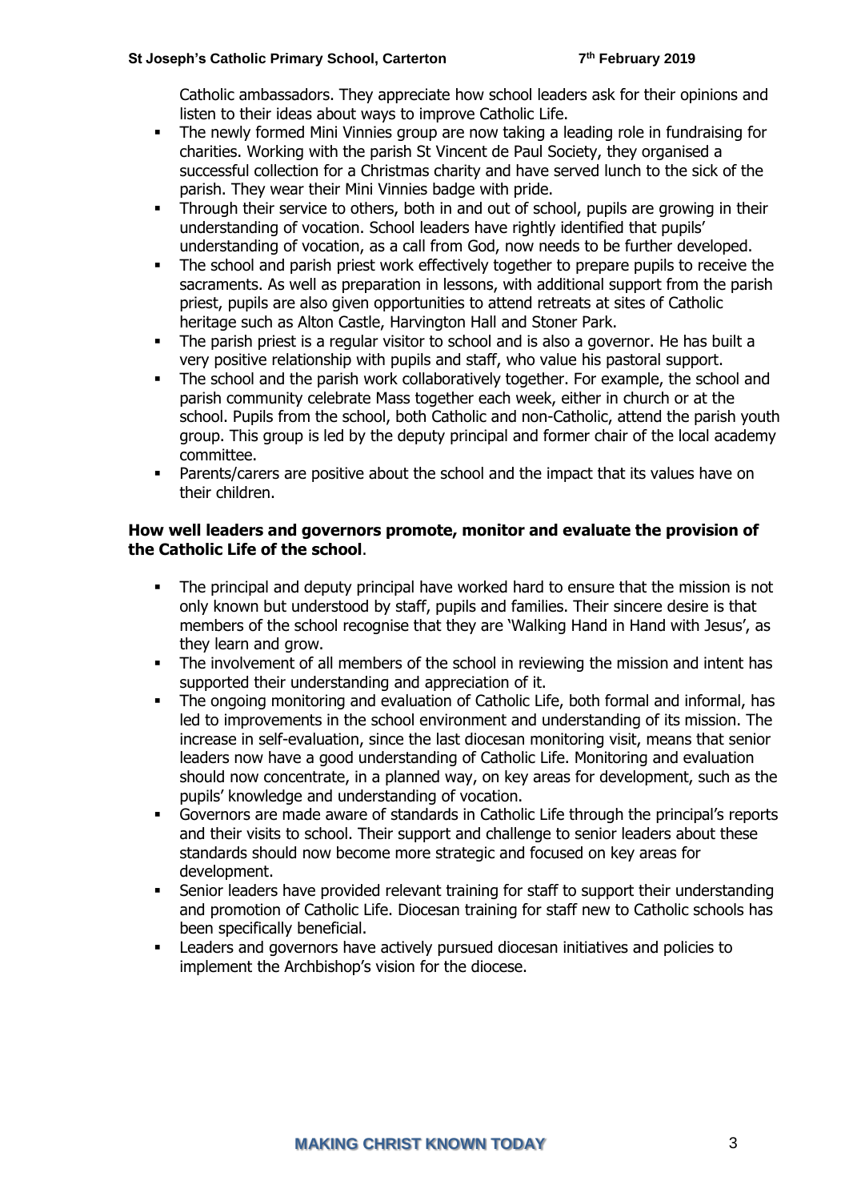Catholic ambassadors. They appreciate how school leaders ask for their opinions and listen to their ideas about ways to improve Catholic Life.

- The newly formed Mini Vinnies group are now taking a leading role in fundraising for charities. Working with the parish St Vincent de Paul Society, they organised a successful collection for a Christmas charity and have served lunch to the sick of the parish. They wear their Mini Vinnies badge with pride.
- Through their service to others, both in and out of school, pupils are growing in their understanding of vocation. School leaders have rightly identified that pupils' understanding of vocation, as a call from God, now needs to be further developed.
- The school and parish priest work effectively together to prepare pupils to receive the sacraments. As well as preparation in lessons, with additional support from the parish priest, pupils are also given opportunities to attend retreats at sites of Catholic heritage such as Alton Castle, Harvington Hall and Stoner Park.
- The parish priest is a regular visitor to school and is also a governor. He has built a very positive relationship with pupils and staff, who value his pastoral support.
- The school and the parish work collaboratively together. For example, the school and parish community celebrate Mass together each week, either in church or at the school. Pupils from the school, both Catholic and non-Catholic, attend the parish youth group. This group is led by the deputy principal and former chair of the local academy committee.
- Parents/carers are positive about the school and the impact that its values have on their children.

**How well leaders and governors promote, monitor and evaluate the provision of the Catholic Life of the school**.

- The principal and deputy principal have worked hard to ensure that the mission is not only known but understood by staff, pupils and families. Their sincere desire is that members of the school recognise that they are 'Walking Hand in Hand with Jesus', as they learn and grow.
- The involvement of all members of the school in reviewing the mission and intent has supported their understanding and appreciation of it.
- The ongoing monitoring and evaluation of Catholic Life, both formal and informal, has led to improvements in the school environment and understanding of its mission. The increase in self-evaluation, since the last diocesan monitoring visit, means that senior leaders now have a good understanding of Catholic Life. Monitoring and evaluation should now concentrate, in a planned way, on key areas for development, such as the pupils' knowledge and understanding of vocation.
- Governors are made aware of standards in Catholic Life through the principal's reports and their visits to school. Their support and challenge to senior leaders about these standards should now become more strategic and focused on key areas for development.
- Senior leaders have provided relevant training for staff to support their understanding and promotion of Catholic Life. Diocesan training for staff new to Catholic schools has been specifically beneficial.
- Leaders and governors have actively pursued diocesan initiatives and policies to implement the Archbishop's vision for the diocese.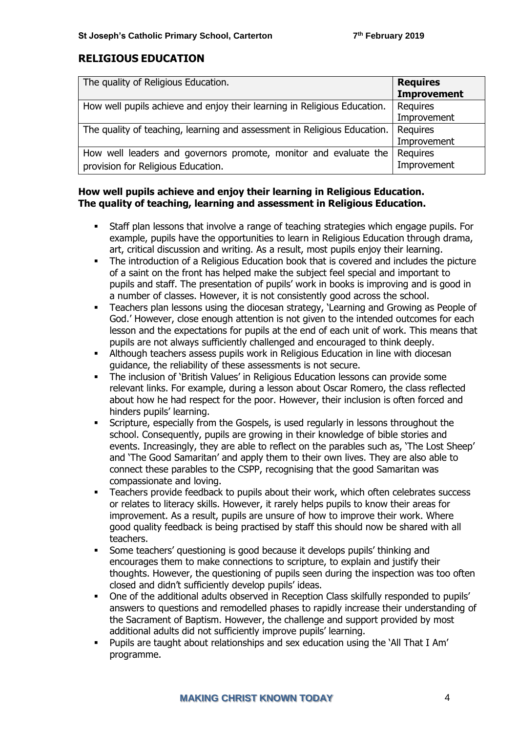## RELIGIOUS EDUCATION

| | |
|---|---|
| The quality of Religious Education. | **Requires Improvement** |
| How well pupils achieve and enjoy their learning in Religious Education. | Requires Improvement |
| The quality of teaching, learning and assessment in Religious Education. | Requires Improvement |
| How well leaders and governors promote, monitor and evaluate the provision for Religious Education. | Requires Improvement |

**How well pupils achieve and enjoy their learning in Religious Education.**
**The quality of teaching, learning and assessment in Religious Education.**

- Staff plan lessons that involve a range of teaching strategies which engage pupils. For example, pupils have the opportunities to learn in Religious Education through drama, art, critical discussion and writing. As a result, most pupils enjoy their learning.
- The introduction of a Religious Education book that is covered and includes the picture of a saint on the front has helped make the subject feel special and important to pupils and staff. The presentation of pupils' work in books is improving and is good in a number of classes. However, it is not consistently good across the school.
- Teachers plan lessons using the diocesan strategy, 'Learning and Growing as People of God.' However, close enough attention is not given to the intended outcomes for each lesson and the expectations for pupils at the end of each unit of work. This means that pupils are not always sufficiently challenged and encouraged to think deeply.
- Although teachers assess pupils work in Religious Education in line with diocesan guidance, the reliability of these assessments is not secure.
- The inclusion of 'British Values' in Religious Education lessons can provide some relevant links. For example, during a lesson about Oscar Romero, the class reflected about how he had respect for the poor. However, their inclusion is often forced and hinders pupils' learning.
- Scripture, especially from the Gospels, is used regularly in lessons throughout the school. Consequently, pupils are growing in their knowledge of bible stories and events. Increasingly, they are able to reflect on the parables such as, 'The Lost Sheep' and 'The Good Samaritan' and apply them to their own lives. They are also able to connect these parables to the CSPP, recognising that the good Samaritan was compassionate and loving.
- Teachers provide feedback to pupils about their work, which often celebrates success or relates to literacy skills. However, it rarely helps pupils to know their areas for improvement. As a result, pupils are unsure of how to improve their work. Where good quality feedback is being practised by staff this should now be shared with all teachers.
- Some teachers' questioning is good because it develops pupils' thinking and encourages them to make connections to scripture, to explain and justify their thoughts. However, the questioning of pupils seen during the inspection was too often closed and didn't sufficiently develop pupils' ideas.
- One of the additional adults observed in Reception Class skilfully responded to pupils' answers to questions and remodelled phases to rapidly increase their understanding of the Sacrament of Baptism. However, the challenge and support provided by most additional adults did not sufficiently improve pupils' learning.
- Pupils are taught about relationships and sex education using the 'All That I Am' programme.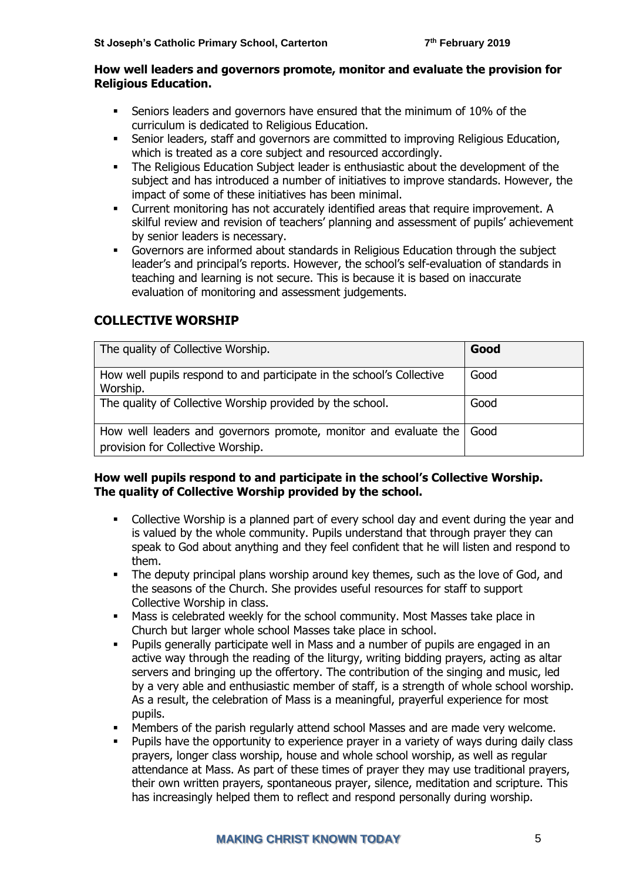**How well leaders and governors promote, monitor and evaluate the provision for Religious Education.**

- Seniors leaders and governors have ensured that the minimum of 10% of the curriculum is dedicated to Religious Education.
- Senior leaders, staff and governors are committed to improving Religious Education, which is treated as a core subject and resourced accordingly.
- The Religious Education Subject leader is enthusiastic about the development of the subject and has introduced a number of initiatives to improve standards. However, the impact of some of these initiatives has been minimal.
- Current monitoring has not accurately identified areas that require improvement. A skilful review and revision of teachers' planning and assessment of pupils' achievement by senior leaders is necessary.
- Governors are informed about standards in Religious Education through the subject leader's and principal's reports. However, the school's self-evaluation of standards in teaching and learning is not secure. This is because it is based on inaccurate evaluation of monitoring and assessment judgements.

## COLLECTIVE WORSHIP

| | |
|---|---|
| The quality of Collective Worship. | **Good** |
| How well pupils respond to and participate in the school's Collective Worship. | Good |
| The quality of Collective Worship provided by the school. | Good |
| How well leaders and governors promote, monitor and evaluate the provision for Collective Worship. | Good |

**How well pupils respond to and participate in the school's Collective Worship.**
**The quality of Collective Worship provided by the school.**

- Collective Worship is a planned part of every school day and event during the year and is valued by the whole community. Pupils understand that through prayer they can speak to God about anything and they feel confident that he will listen and respond to them.
- The deputy principal plans worship around key themes, such as the love of God, and the seasons of the Church. She provides useful resources for staff to support Collective Worship in class.
- Mass is celebrated weekly for the school community. Most Masses take place in Church but larger whole school Masses take place in school.
- Pupils generally participate well in Mass and a number of pupils are engaged in an active way through the reading of the liturgy, writing bidding prayers, acting as altar servers and bringing up the offertory. The contribution of the singing and music, led by a very able and enthusiastic member of staff, is a strength of whole school worship. As a result, the celebration of Mass is a meaningful, prayerful experience for most pupils.
- Members of the parish regularly attend school Masses and are made very welcome.
- Pupils have the opportunity to experience prayer in a variety of ways during daily class prayers, longer class worship, house and whole school worship, as well as regular attendance at Mass. As part of these times of prayer they may use traditional prayers, their own written prayers, spontaneous prayer, silence, meditation and scripture. This has increasingly helped them to reflect and respond personally during worship.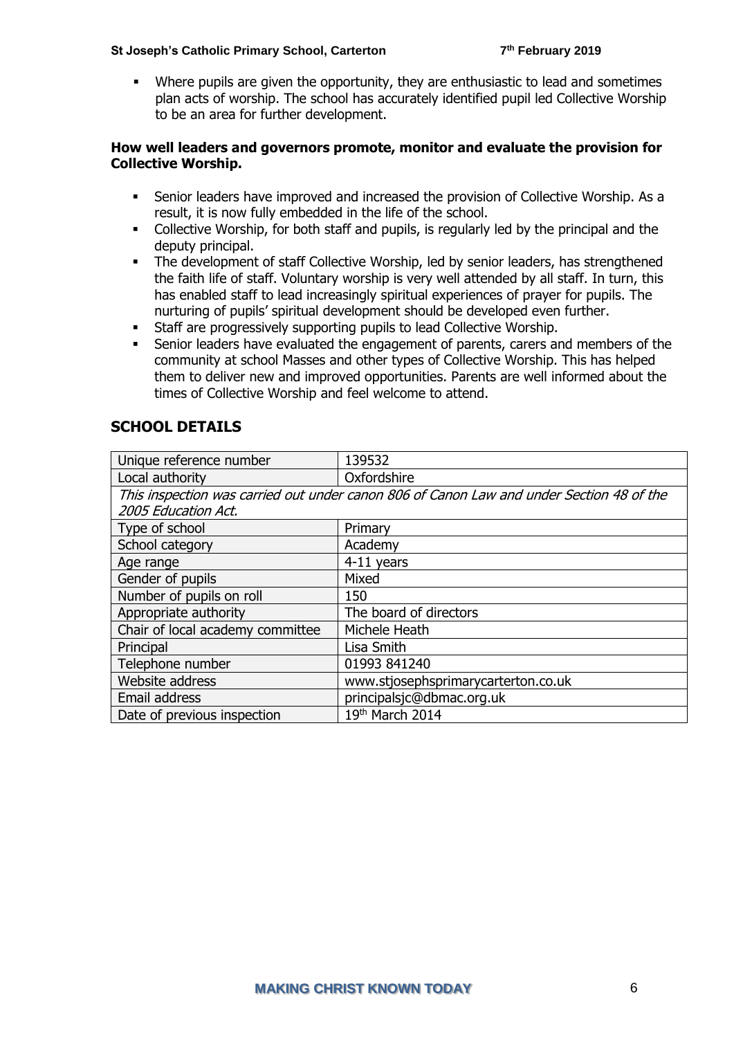- Where pupils are given the opportunity, they are enthusiastic to lead and sometimes plan acts of worship. The school has accurately identified pupil led Collective Worship to be an area for further development.

**How well leaders and governors promote, monitor and evaluate the provision for Collective Worship.**

- Senior leaders have improved and increased the provision of Collective Worship. As a result, it is now fully embedded in the life of the school.
- Collective Worship, for both staff and pupils, is regularly led by the principal and the deputy principal.
- The development of staff Collective Worship, led by senior leaders, has strengthened the faith life of staff. Voluntary worship is very well attended by all staff. In turn, this has enabled staff to lead increasingly spiritual experiences of prayer for pupils. The nurturing of pupils' spiritual development should be developed even further.
- Staff are progressively supporting pupils to lead Collective Worship.
- Senior leaders have evaluated the engagement of parents, carers and members of the community at school Masses and other types of Collective Worship. This has helped them to deliver new and improved opportunities. Parents are well informed about the times of Collective Worship and feel welcome to attend.

## SCHOOL DETAILS

| | |
|---|---|
| Unique reference number | 139532 |
| Local authority | Oxfordshire |
| *This inspection was carried out under canon 806 of Canon Law and under Section 48 of the 2005 Education Act.* | |
| Type of school | Primary |
| School category | Academy |
| Age range | 4-11 years |
| Gender of pupils | Mixed |
| Number of pupils on roll | 150 |
| Appropriate authority | The board of directors |
| Chair of local academy committee | Michele Heath |
| Principal | Lisa Smith |
| Telephone number | 01993 841240 |
| Website address | www.stjosephsprimarycarterton.co.uk |
| Email address | principalsjc@dbmac.org.uk |
| Date of previous inspection | 19th March 2014 |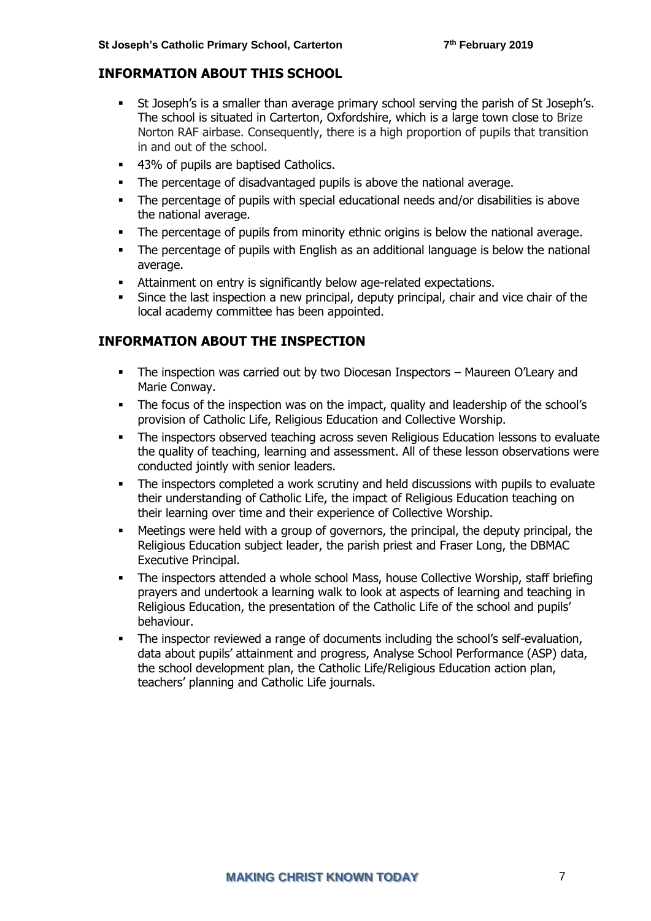## INFORMATION ABOUT THIS SCHOOL

- St Joseph's is a smaller than average primary school serving the parish of St Joseph's. The school is situated in Carterton, Oxfordshire, which is a large town close to Brize Norton RAF airbase. Consequently, there is a high proportion of pupils that transition in and out of the school.
- 43% of pupils are baptised Catholics.
- The percentage of disadvantaged pupils is above the national average.
- The percentage of pupils with special educational needs and/or disabilities is above the national average.
- The percentage of pupils from minority ethnic origins is below the national average.
- The percentage of pupils with English as an additional language is below the national average.
- Attainment on entry is significantly below age-related expectations.
- Since the last inspection a new principal, deputy principal, chair and vice chair of the local academy committee has been appointed.

## INFORMATION ABOUT THE INSPECTION

- The inspection was carried out by two Diocesan Inspectors – Maureen O'Leary and Marie Conway.
- The focus of the inspection was on the impact, quality and leadership of the school's provision of Catholic Life, Religious Education and Collective Worship.
- The inspectors observed teaching across seven Religious Education lessons to evaluate the quality of teaching, learning and assessment. All of these lesson observations were conducted jointly with senior leaders.
- The inspectors completed a work scrutiny and held discussions with pupils to evaluate their understanding of Catholic Life, the impact of Religious Education teaching on their learning over time and their experience of Collective Worship.
- Meetings were held with a group of governors, the principal, the deputy principal, the Religious Education subject leader, the parish priest and Fraser Long, the DBMAC Executive Principal.
- The inspectors attended a whole school Mass, house Collective Worship, staff briefing prayers and undertook a learning walk to look at aspects of learning and teaching in Religious Education, the presentation of the Catholic Life of the school and pupils' behaviour.
- The inspector reviewed a range of documents including the school's self-evaluation, data about pupils' attainment and progress, Analyse School Performance (ASP) data, the school development plan, the Catholic Life/Religious Education action plan, teachers' planning and Catholic Life journals.